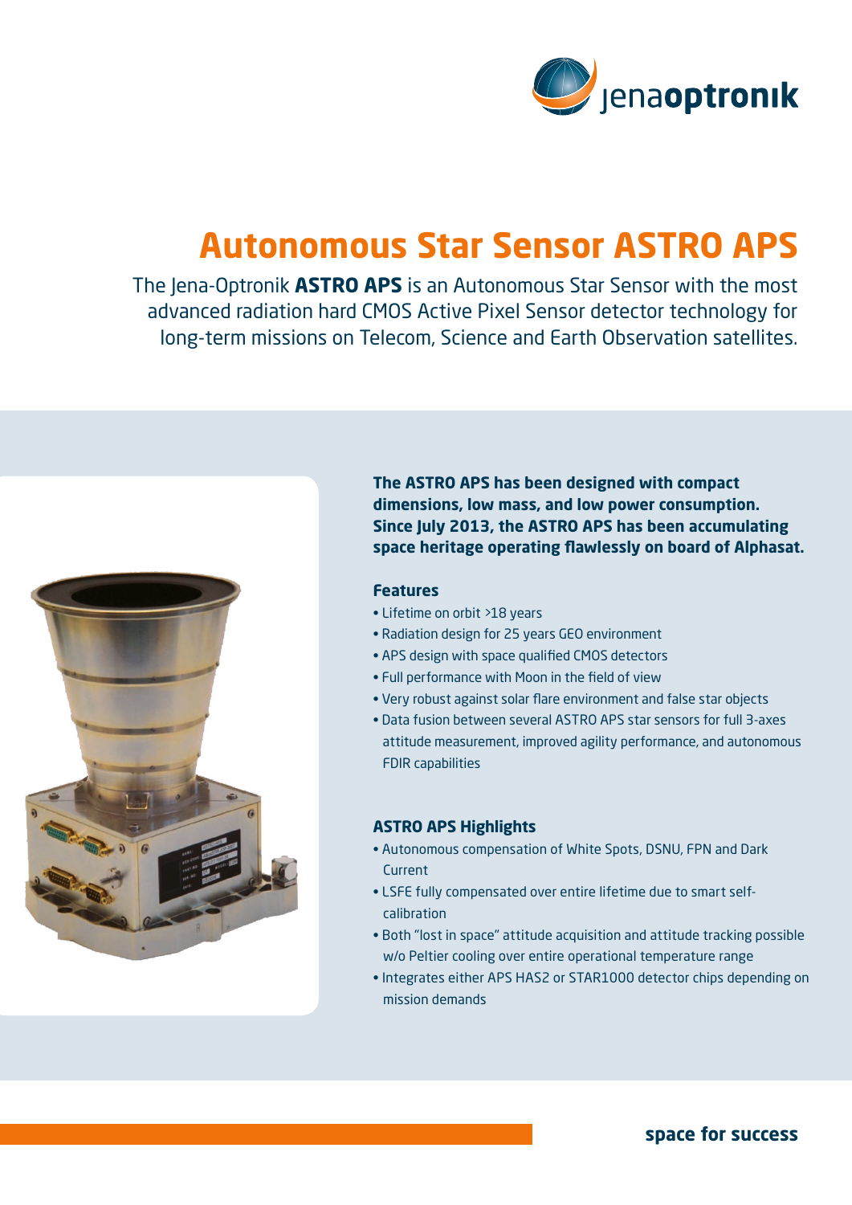# Autonomous Star Sensor ASTRO APS

The Jena-Optronik **ASTRO APS** is an Autonomous Star Sensor with the most advanced radiation hard CMOS Active Pixel Sensor detector technology for long-term missions on Telecom, Science and Earth Observation satellites.

**The ASTRO APS has been designed with compact dimensions, low mass, and low power consumption. Since July 2013, the ASTRO APS has been accumulating space heritage operating flawlessly on board of Alphasat.**

### Features

- Lifetime on orbit >18 years
- Radiation design for 25 years GEO environment
- APS design with space qualified CMOS detectors
- Full performance with Moon in the field of view
- Very robust against solar flare environment and false star objects
- Data fusion between several ASTRO APS star sensors for full 3-axes attitude measurement, improved agility performance, and autonomous FDIR capabilities

### ASTRO APS Highlights

- Autonomous compensation of White Spots, DSNU, FPN and Dark Current
- LSFE fully compensated over entire lifetime due to smart self-calibration
- Both "lost in space" attitude acquisition and attitude tracking possible w/o Peltier cooling over entire operational temperature range
- Integrates either APS HAS2 or STAR1000 detector chips depending on mission demands

**space for success**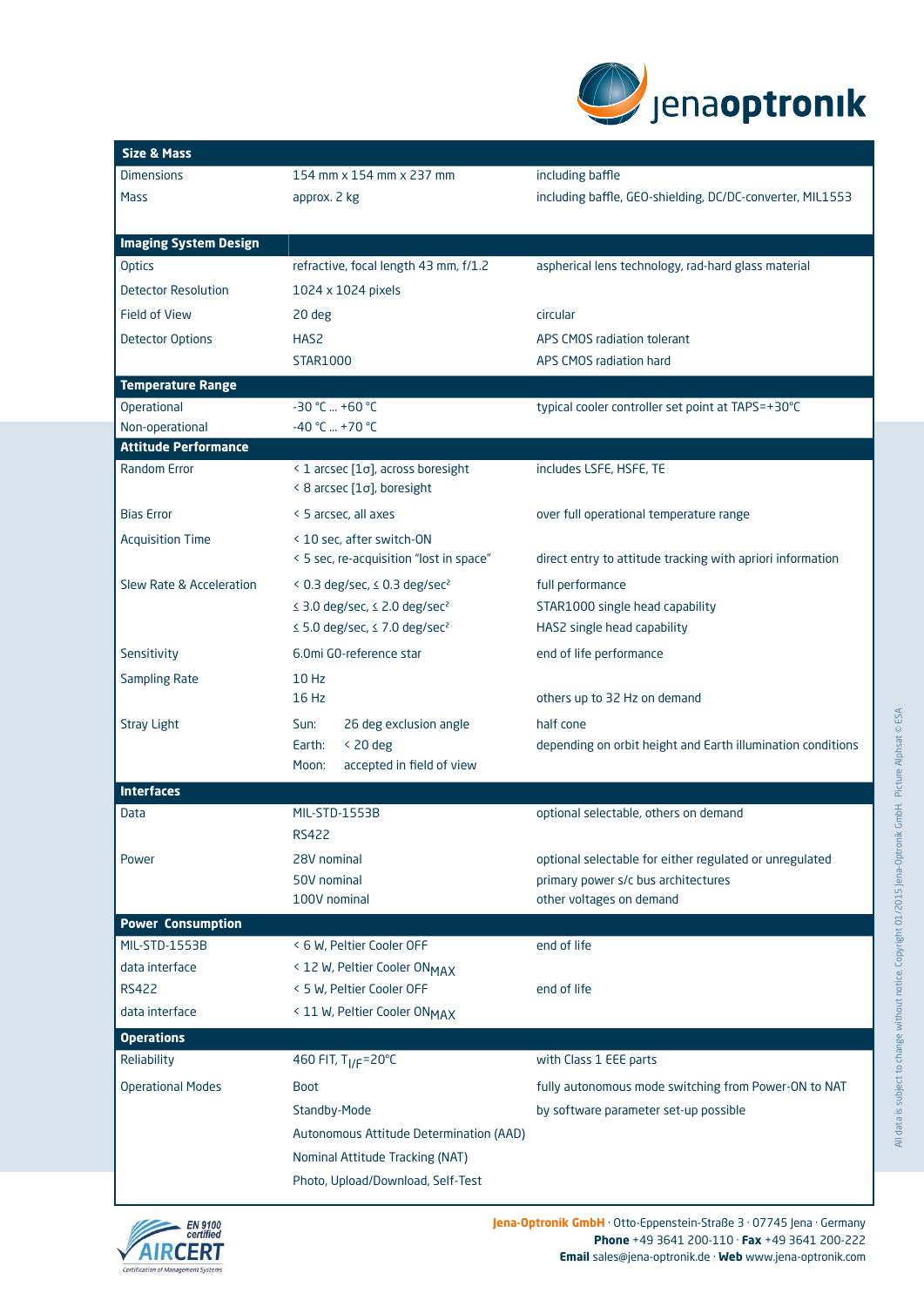| | | |
|---|---|---|
| **Size & Mass** | | |
| Dimensions | 154 mm x 154 mm x 237 mm | including baffle |
| Mass | approx. 2 kg | including baffle, GEO-shielding, DC/DC-converter, MIL1553 |
| **Imaging System Design** | | |
| Optics | refractive, focal length 43 mm, f/1.2 | aspherical lens technology, rad-hard glass material |
| Detector Resolution | 1024 x 1024 pixels | |
| Field of View | 20 deg | circular |
| Detector Options | HAS2 | APS CMOS radiation tolerant |
| | STAR1000 | APS CMOS radiation hard |
| **Temperature Range** | | |
| Operational | -30 °C ... +60 °C | typical cooler controller set point at TAPS=+30°C |
| Non-operational | -40 °C ... +70 °C | |
| **Attitude Performance** | | |
| Random Error | < 1 arcsec [1σ], across boresight<br>< 8 arcsec [1σ], boresight | includes LSFE, HSFE, TE |
| Bias Error | < 5 arcsec, all axes | over full operational temperature range |
| Acquisition Time | < 10 sec, after switch-ON | |
| | < 5 sec, re-acquisition "lost in space" | direct entry to attitude tracking with apriori information |
| Slew Rate & Acceleration | < 0.3 deg/sec, ≤ 0.3 deg/sec² | full performance |
| | ≤ 3.0 deg/sec, ≤ 2.0 deg/sec² | STAR1000 single head capability |
| | ≤ 5.0 deg/sec, ≤ 7.0 deg/sec² | HAS2 single head capability |
| Sensitivity | 6.0mi G0-reference star | end of life performance |
| Sampling Rate | 10 Hz | |
| | 16 Hz | others up to 32 Hz on demand |
| Stray Light | Sun: 26 deg exclusion angle | half cone |
| | Earth: < 20 deg | depending on orbit height and Earth illumination conditions |
| | Moon: accepted in field of view | |
| **Interfaces** | | |
| Data | MIL-STD-1553B | optional selectable, others on demand |
| | RS422 | |
| Power | 28V nominal | optional selectable for either regulated or unregulated |
| | 50V nominal | primary power s/c bus architectures |
| | 100V nominal | other voltages on demand |
| **Power Consumption** | | |
| MIL-STD-1553B | < 6 W, Peltier Cooler OFF | end of life |
| data interface | < 12 W, Peltier Cooler $ON_{MAX}$ | |
| RS422 | < 5 W, Peltier Cooler OFF | end of life |
| data interface | < 11 W, Peltier Cooler $ON_{MAX}$ | |
| **Operations** | | |
| Reliability | 460 FIT, $T_{I/F}$=20°C | with Class 1 EEE parts |
| Operational Modes | Boot | fully autonomous mode switching from Power-ON to NAT |
| | Standby-Mode | by software parameter set-up possible |
| | Autonomous Attitude Determination (AAD) | |
| | Nominal Attitude Tracking (NAT) | |
| | Photo, Upload/Download, Self-Test | |

All data is subject to change without notice. Copyright 01/2015 Jena-Optronik GmbH. Picture Alphsat © ESA

EN 9100 certified AIRCERT Certification of Management Systems

**Jena-Optronik GmbH** · Otto-Eppenstein-Straße 3 · 07745 Jena · Germany
**Phone** +49 3641 200-110 · **Fax** +49 3641 200-222
**Email** sales@jena-optronik.de · **Web** www.jena-optronik.com